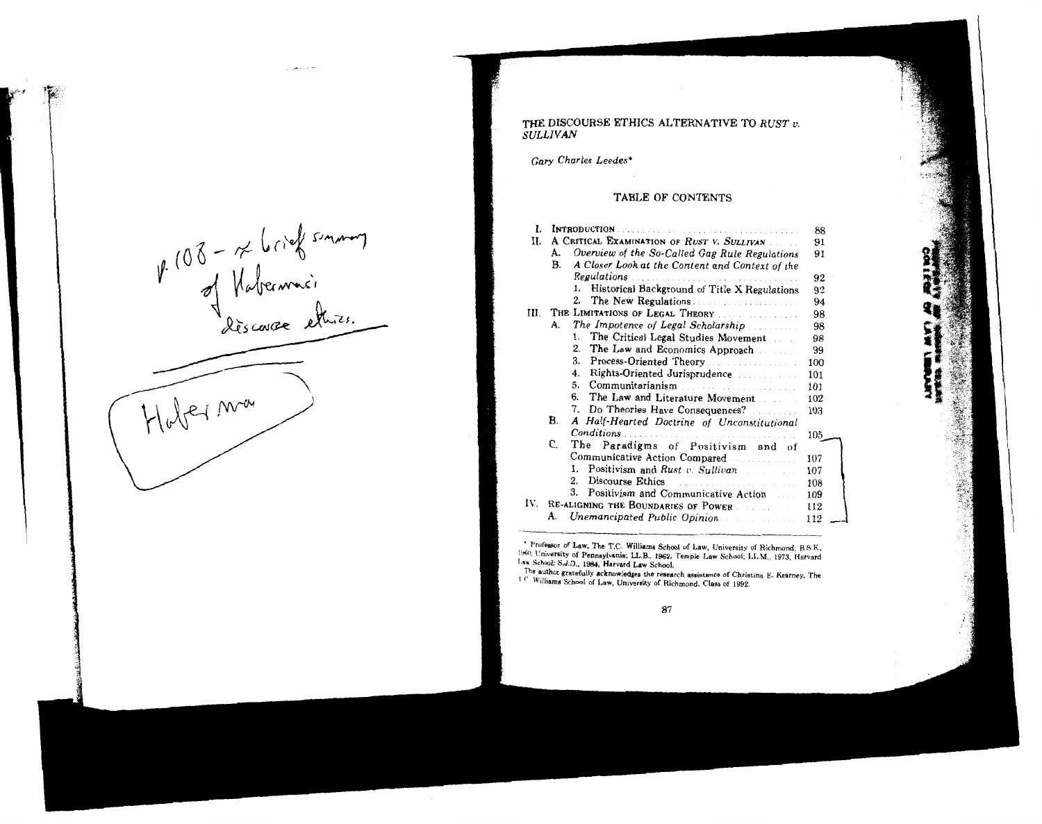# THE DISCOURSE ETHICS ALTERNATIVE TO *RUST v. SULLIVAN*

*Gary Charles Leedes**

## TABLE OF CONTENTS

| | |
|---|---|
| I. INTRODUCTION | 88 |
| II. A CRITICAL EXAMINATION OF *RUST v. SULLIVAN* | 91 |
| A. *Overview of the So-Called Gag Rule Regulations* | 91 |
| B. *A Closer Look at the Content and Context of the Regulations* | 92 |
| 1. Historical Background of Title X Regulations | 92 |
| 2. The New Regulations | 94 |
| III. THE LIMITATIONS OF LEGAL THEORY | 98 |
| A. *The Impotence of Legal Scholarship* | 98 |
| 1. The Critical Legal Studies Movement | 98 |
| 2. The Law and Economics Approach | 99 |
| 3. Process-Oriented Theory | 100 |
| 4. Rights-Oriented Jurisprudence | 101 |
| 5. Communitarianism | 101 |
| 6. The Law and Literature Movement | 102 |
| 7. Do Theories Have Consequences? | 103 |
| B. *A Half-Hearted Doctrine of Unconstitutional Conditions* | 105 |
| C. The Paradigms of Positivism and of Communicative Action Compared | 107 |
| 1. Positivism and *Rust v. Sullivan* | 107 |
| 2. Discourse Ethics | 108 |
| 3. Positivism and Communicative Action | 109 |
| IV. RE-ALIGNING THE BOUNDARIES OF POWER | 112 |
| A. *Unemancipated Public Opinion* | 112 |

\* Professor of Law, The T.C. Williams School of Law, University of Richmond; B.S.E., 1960, University of Pennsylvania; LL.B., 1962, Temple Law School; LL.M., 1973, Harvard Law School; S.J.D., 1984, Harvard Law School.

The author gratefully acknowledges the research assistance of Christina E. Kearney, The T.C. Williams School of Law, University of Richmond, Class of 1992.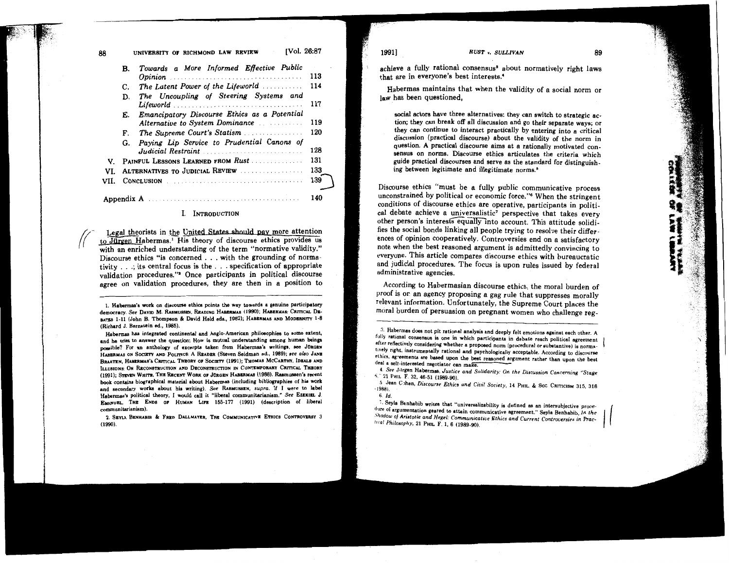B. *Towards a More Informed Effective Public Opinion* ........ 113
C. *The Latent Power of the Lifeworld* ........ 114
D. *The Uncoupling of Steering Systems and Lifeworld* ........ 117
E. *Emancipatory Discourse Ethics as a Potential Alternative to System Dominance* ........ 119
F. *The Supreme Court's Statism* ........ 120
G. *Paying Lip Service to Prudential Canons of Judicial Restraint* ........ 128

V. PAINFUL LESSONS LEARNED FROM *Rust* ........ 131
VI. ALTERNATIVES TO JUDICIAL REVIEW ........ 133
VII. CONCLUSION ........ 139

Appendix A ........ 140

## I. INTRODUCTION

Legal theorists in the United States should pay more attention to Jürgen Habermas.[1] His theory of discourse ethics provides us with an enriched understanding of the term "normative validity." Discourse ethics "is concerned . . . with the grounding of normativity . . .; its central focus is the . . . specification of appropriate validation procedures."[2] Once participants in political discourse agree on validation procedures, they are then in a position to achieve a fully rational consensus[3] about normatively right laws that are in everyone's best interests.[4]

Habermas maintains that when the validity of a social norm or law has been questioned,

> social actors have three alternatives: they can switch to strategic action; they can break off all discussion and go their separate ways; or they can continue to interact practically by entering into a critical discussion (practical discourse) about the validity of the norm in question. A practical discourse aims at a rationally motivated consensus on norms. Discourse ethics articulates the criteria which guide practical discourses and serve as the standard for distinguishing between legitimate and illegitimate norms.[5]

Discourse ethics "must be a fully public communicative process unconstrained by political or economic force."[6] When the stringent conditions of discourse ethics are operative, participants in political debate achieve a universalistic[7] perspective that takes every other person's interests equally into account. This attitude solidifies the social bonds linking all people trying to resolve their differences of opinion cooperatively. Controversies end on a satisfactory note when the best reasoned argument is admittedly convincing to everyone. This article compares discourse ethics with bureaucratic and judicial procedures. The focus is upon rules issued by federal administrative agencies.

According to Habermasian discourse ethics, the moral burden of proof is on an agency proposing a gag rule that suppresses morally relevant information. Unfortunately, the Supreme Court places the moral burden of persuasion on pregnant women who challenge reg-

---

1. Habermas's work on discourse ethics points the way towards a genuine participatory democracy. *See* DAVID M. RASMUSSEN, READING HABERMAS (1990); HABERMAS: CRITICAL DEBATES 1-11 (John B. Thompson & David Held eds., 1982); HABERMAS AND MODERNITY 1-8 (Richard J. Bernstein ed., 1985).

Habermas has integrated continental and Anglo-American philosophies to some extent, and he tries to answer the question: How is mutual understanding among human beings possible? For an anthology of excerpts taken from Habermas's writings, see JÜRGEN HABERMAS ON SOCIETY AND POLITICS: A READER (Steven Seidman ed., 1989); *see also* JANE BRAATEN, HABERMAS'S CRITICAL THEORY OF SOCIETY (1991); THOMAS MCCARTHY, IDEALS AND ILLUSIONS: ON RECONSTRUCTION AND DECONSTRUCTION IN CONTEMPORARY CRITICAL THEORY (1991); STEVEN WHITE, THE RECENT WORK OF JÜRGEN HABERMAS (1988). Rasmussen's recent book contains biographical material about Habermas (including bibliographies of his work and secondary works about his writing). *See* RASMUSSEN, *supra*. If I were to label Habermas's political theory, I would call it "liberal communitarianism." *See* EZEKIEL J. EMANUEL, THE ENDS OF HUMAN LIFE 155-177 (1991) (description of liberal communitarianism).

2. SEYLA BENHABIB & FRED DALLMAYER, THE COMMUNICATIVE ETHICS CONTROVERSY 3 (1990).

3. Habermas does not pit rational analysis and deeply felt emotions against each other. A fully rational consensus is one in which participants in debate reach political agreement after reflectively considering whether a proposed norm (procedural or substantive) is normatively right, instrumentally rational and psychologically acceptable. According to discourse ethics, agreements are based upon the best reasoned argument rather than upon the best deal a self-interested negotiator can make.

4. *See* Jürgen Habermas, *Justice and Solidarity: On the Discussion Concerning "Stage 6,"* 21 PHIL. F. 32, 46-51 (1989-90).

5. Jean Cohen, *Discourse Ethics and Civil Society*, 14 PHIL. & SOC. CRITICISM 315, 316 (1988).

6. *Id.*

7. Seyla Benhabib writes that "universalizability is defined as an intersubjective procedure of argumentation geared to attain communicative agreement." Seyla Benhabib, *In the Shadow of Aristotle and Hegel: Communicative Ethics and Current Controversies in Practical Philosophy*, 21 PHIL. F. 1, 6 (1989-90).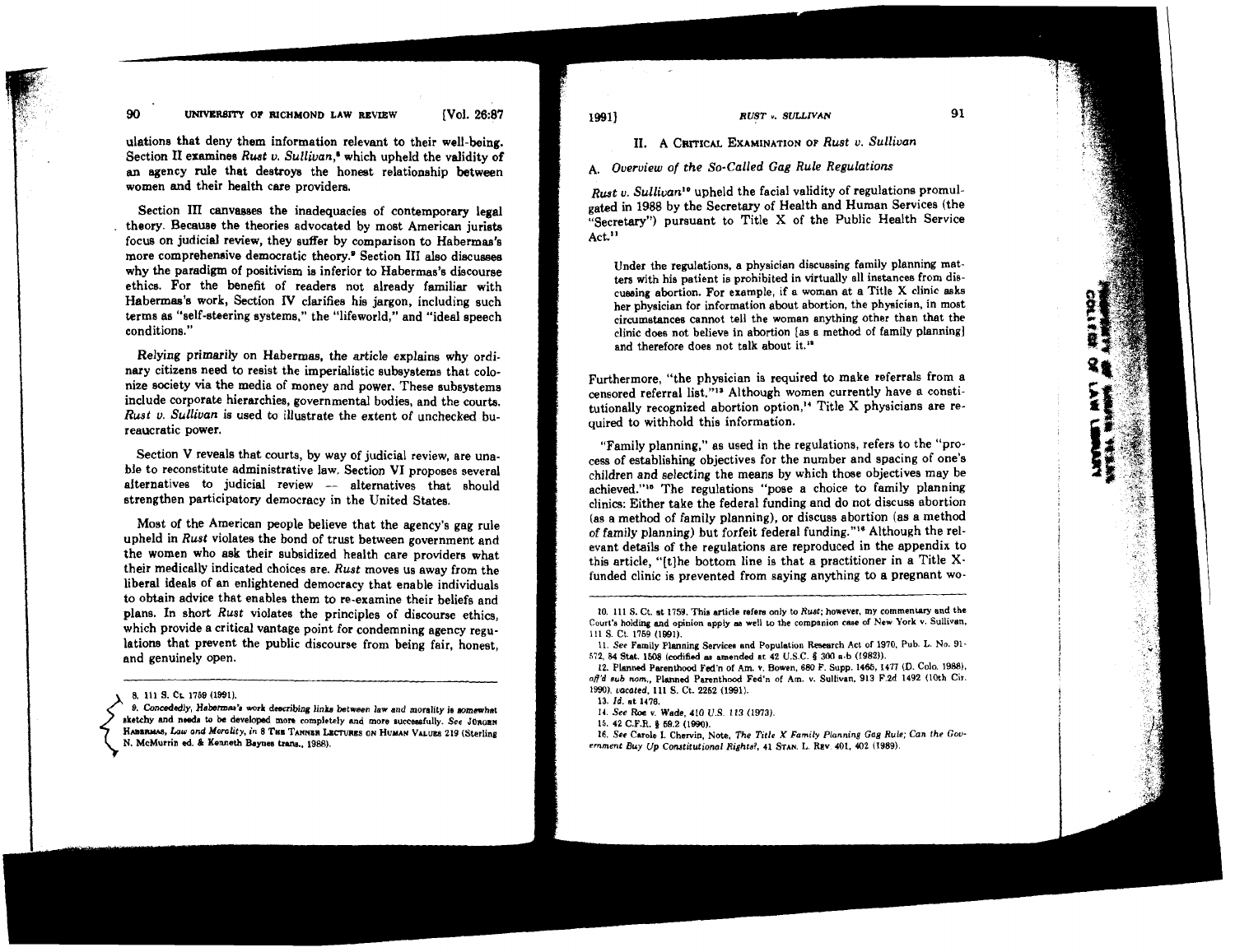ulations that deny them information relevant to their well-being. Section II examines *Rust v. Sullivan*,[8] which upheld the validity of an agency rule that destroys the honest relationship between women and their health care providers.

Section III canvasses the inadequacies of contemporary legal theory. Because the theories advocated by most American jurists focus on judicial review, they suffer by comparison to Habermas's more comprehensive democratic theory.[9] Section III also discusses why the paradigm of positivism is inferior to Habermas's discourse ethics. For the benefit of readers not already familiar with Habermas's work, Section IV clarifies his jargon, including such terms as "self-steering systems," the "lifeworld," and "ideal speech conditions."

Relying primarily on Habermas, the article explains why ordinary citizens need to resist the imperialistic subsystems that colonize society via the media of money and power. These subsystems include corporate hierarchies, governmental bodies, and the courts. *Rust v. Sullivan* is used to illustrate the extent of unchecked bureaucratic power.

Section V reveals that courts, by way of judicial review, are unable to reconstitute administrative law. Section VI proposes several alternatives to judicial review — alternatives that should strengthen participatory democracy in the United States.

Most of the American people believe that the agency's gag rule upheld in *Rust* violates the bond of trust between government and the women who ask their subsidized health care providers what their medically indicated choices are. *Rust* moves us away from the liberal ideals of an enlightened democracy that enable individuals to obtain advice that enables them to re-examine their beliefs and plans. In short *Rust* violates the principles of discourse ethics, which provide a critical vantage point for condemning agency regulations that prevent the public discourse from being fair, honest, and genuinely open.

8. 111 S. Ct. 1759 (1991).

9. Concededly, Habermas's work describing links between law and morality is somewhat sketchy and needs to be developed more completely and more successfully. *See* JÜRGEN HABERMAS, *Law and Morality*, *in* 8 THE TANNER LECTURES ON HUMAN VALUES 219 (Sterling N. McMurrin ed. & Kenneth Baynes trans., 1988).

## II. A Critical Examination of *Rust v. Sullivan*

### A. *Overview of the So-Called Gag Rule Regulations*

*Rust v. Sullivan*[10] upheld the facial validity of regulations promulgated in 1988 by the Secretary of Health and Human Services (the "Secretary") pursuant to Title X of the Public Health Service Act.[11]

> Under the regulations, a physician discussing family planning matters with his patient is prohibited in virtually all instances from discussing abortion. For example, if a woman at a Title X clinic asks her physician for information about abortion, the physician, in most circumstances cannot tell the woman anything other than that the clinic does not believe in abortion [as a method of family planning] and therefore does not talk about it.[12]

Furthermore, "the physician is required to make referrals from a censored referral list."[13] Although women currently have a constitutionally recognized abortion option,[14] Title X physicians are required to withhold this information.

"Family planning," as used in the regulations, refers to the "process of establishing objectives for the number and spacing of one's children and selecting the means by which those objectives may be achieved."[15] The regulations "pose a choice to family planning clinics: Either take the federal funding and do not discuss abortion (as a method of family planning), or discuss abortion (as a method of family planning) but forfeit federal funding."[16] Although the relevant details of the regulations are reproduced in the appendix to this article, "[t]he bottom line is that a practitioner in a Title X-funded clinic is prevented from saying anything to a pregnant wo-

10. 111 S. Ct. at 1759. This article refers only to *Rust*; however, my commentary and the Court's holding and opinion apply as well to the companion case of New York v. Sullivan, 111 S. Ct. 1759 (1991).

11. *See* Family Planning Services and Population Research Act of 1970, Pub. L. No. 91-572, 84 Stat. 1508 (codified as amended at 42 U.S.C. § 300 a-b (1982)).

12. Planned Parenthood Fed'n of Am. v. Bowen, 680 F. Supp. 1465, 1477 (D. Colo. 1988), *aff'd sub nom.*, Planned Parenthood Fed'n of Am. v. Sullivan, 913 F.2d 1492 (10th Cir. 1990), *vacated*, 111 S. Ct. 2252 (1991).

13. *Id.* at 1478.

14. *See* Roe v. Wade, 410 U.S. 113 (1973).

15. 42 C.F.R. § 59.2 (1990).

16. *See* Carole I. Chervin, Note, *The Title X Family Planning Gag Rule: Can the Government Buy Up Constitutional Rights?*, 41 STAN. L. REV. 401, 402 (1989).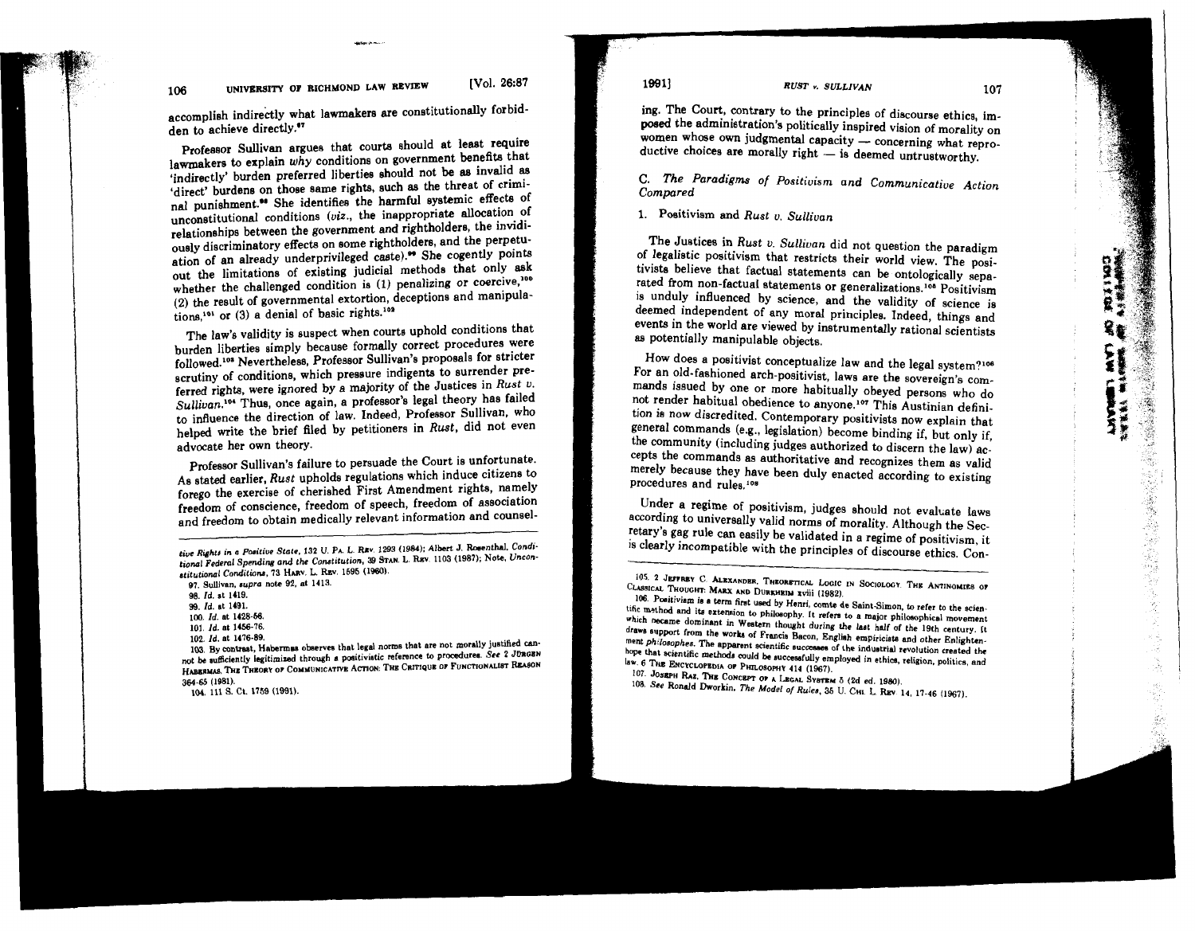accomplish indirectly what lawmakers are constitutionally forbidden to achieve directly.[97]

Professor Sullivan argues that courts should at least require lawmakers to explain *why* conditions on government benefits that 'indirectly' burden preferred liberties should not be as invalid as 'direct' burdens on those same rights, such as the threat of criminal punishment.[98] She identifies the harmful systemic effects of unconstitutional conditions (*viz.*, the inappropriate allocation of relationships between the government and rightholders, the invidiously discriminatory effects on some rightholders, and the perpetuation of an already underprivileged caste).[99] She cogently points out the limitations of existing judicial methods that only ask whether the challenged condition is (1) penalizing or coercive,[100] (2) the result of governmental extortion, deceptions and manipulations,[101] or (3) a denial of basic rights.[102]

The law's validity is suspect when courts uphold conditions that burden liberties simply because formally correct procedures were followed.[103] Nevertheless, Professor Sullivan's proposals for stricter scrutiny of conditions, which pressure indigents to surrender preferred rights, were ignored by a majority of the Justices in *Rust v. Sullivan*.[104] Thus, once again, a professor's legal theory has failed to influence the direction of law. Indeed, Professor Sullivan, who helped write the brief filed by petitioners in *Rust*, did not even advocate her own theory.

Professor Sullivan's failure to persuade the Court is unfortunate. As stated earlier, *Rust* upholds regulations which induce citizens to forego the exercise of cherished First Amendment rights, namely freedom of conscience, freedom of speech, freedom of association and freedom to obtain medically relevant information and counseling. The Court, contrary to the principles of discourse ethics, imposed the administration's politically inspired vision of morality on women whose own judgmental capacity — concerning what reproductive choices are morally right — is deemed untrustworthy.

### C. *The Paradigms of Positivism and Communicative Action Compared*

#### 1. Positivism and *Rust v. Sullivan*

The Justices in *Rust v. Sullivan* did not question the paradigm of legalistic positivism that restricts their world view. The positivists believe that factual statements can be ontologically separated from non-factual statements or generalizations.[105] Positivism is unduly influenced by science, and the validity of science is deemed independent of any moral principles. Indeed, things and events in the world are viewed by instrumentally rational scientists as potentially manipulable objects.

How does a positivist conceptualize law and the legal system?[106] For an old-fashioned arch-positivist, laws are the sovereign's commands issued by one or more habitually obeyed persons who do not render habitual obedience to anyone.[107] This Austinian definition is now discredited. Contemporary positivists now explain that general commands (e.g., legislation) become binding if, but only if, the community (including judges authorized to discern the law) accepts the commands as authoritative and recognizes them as valid merely because they have been duly enacted according to existing procedures and rules.[108]

Under a regime of positivism, judges should not evaluate laws according to universally valid norms of morality. Although the Secretary's gag rule can easily be validated in a regime of positivism, it is clearly incompatible with the principles of discourse ethics. Con-

---

*tive Rights in a Positive State*, 132 U. PA. L. REV. 1293 (1984); Albert J. Rosenthal, *Conditional Federal Spending and the Constitution*, 39 STAN. L. REV. 1103 (1987); Note, *Unconstitutional Conditions*, 73 HARV. L. REV. 1595 (1960).

97. Sullivan, *supra* note 92, at 1413.

98. *Id.* at 1419.

99. *Id.* at 1491.

100. *Id.* at 1428-56.

101. *Id.* at 1456-76.

102. *Id.* at 1476-89.

103. By contrast, Habermas observes that legal norms that are not morally justified cannot be sufficiently legitimized through a positivistic reference to procedures. *See* 2 JÜRGEN HABERMAS, THE THEORY OF COMMUNICATIVE ACTION: THE CRITIQUE OF FUNCTIONALIST REASON 364-65 (1981).

104. 111 S. Ct. 1759 (1991).

105. 2 JEFFREY C. ALEXANDER, THEORETICAL LOGIC IN SOCIOLOGY: THE ANTINOMIES OF CLASSICAL THOUGHT: MARX AND DURKHEIM xviii (1982).

106. Positivism is a term first used by Henri, comte de Saint-Simon, to refer to the scientific method and its extension to philosophy. It refers to a major philosophical movement which became dominant in Western thought during the last half of the 19th century. It draws support from the works of Francis Bacon, English empiricists and other Enlightenment *philosophes*. The apparent scientific successes of the industrial revolution created the hope that scientific methods could be successfully employed in ethics, religion, politics, and law. 6 THE ENCYCLOPEDIA OF PHILOSOPHY 414 (1967).

107. JOSEPH RAZ, THE CONCEPT OF A LEGAL SYSTEM 5 (2d ed. 1980).

108. *See* Ronald Dworkin, *The Model of Rules*, 35 U. CHI. L. REV. 14, 17-46 (1967).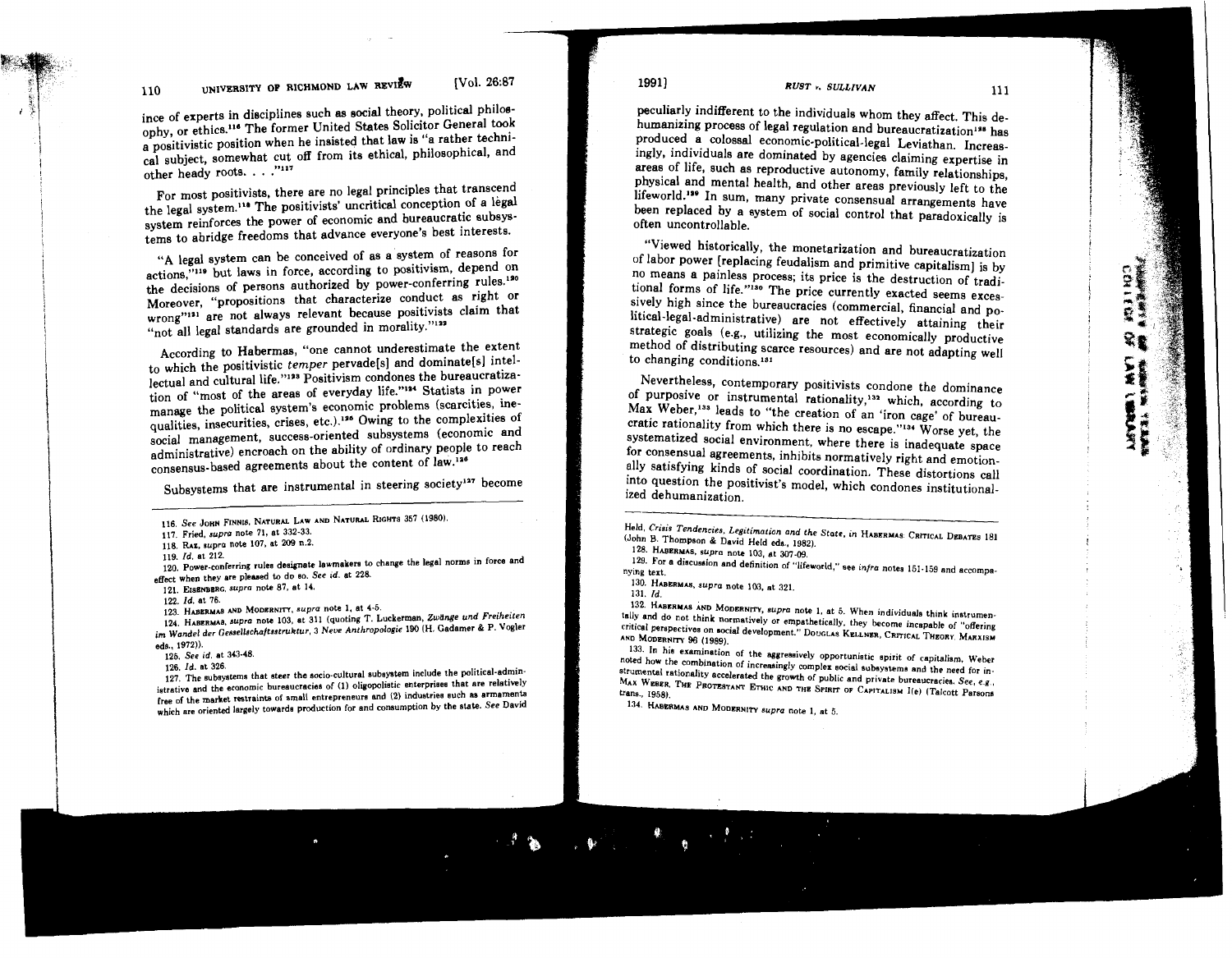ince of experts in disciplines such as social theory, political philosophy, or ethics.[116] The former United States Solicitor General took a positivistic position when he insisted that law is "a rather technical subject, somewhat cut off from its ethical, philosophical, and other heady roots. . . ."[117]

For most positivists, there are no legal principles that transcend the legal system.[118] The positivists' uncritical conception of a legal system reinforces the power of economic and bureaucratic subsystems to abridge freedoms that advance everyone's best interests.

"A legal system can be conceived of as a system of reasons for actions,"[119] but laws in force, according to positivism, depend on the decisions of persons authorized by power-conferring rules.[120] Moreover, "propositions that characterize conduct as right or wrong"[121] are not always relevant because positivists claim that "not all legal standards are grounded in morality."[122]

According to Habermas, "one cannot underestimate the extent to which the positivistic *temper* pervade[s] and dominate[s] intellectual and cultural life."[123] Positivism condones the bureaucratization of "most of the areas of everyday life."[124] Statists in power manage the political system's economic problems (scarcities, inequalities, insecurities, crises, etc.).[125] Owing to the complexities of social management, success-oriented subsystems (economic and administrative) encroach on the ability of ordinary people to reach consensus-based agreements about the content of law.[126]

Subsystems that are instrumental in steering society[127] become peculiarly indifferent to the individuals whom they affect. This dehumanizing process of legal regulation and bureaucratization[128] has produced a colossal economic-political-legal Leviathan. Increasingly, individuals are dominated by agencies claiming expertise in areas of life, such as reproductive autonomy, family relationships, physical and mental health, and other areas previously left to the lifeworld.[129] In sum, many private consensual arrangements have been replaced by a system of social control that paradoxically is often uncontrollable.

"Viewed historically, the monetarization and bureaucratization of labor power [replacing feudalism and primitive capitalism] is by no means a painless process; its price is the destruction of traditional forms of life."[130] The price currently exacted seems excessively high since the bureaucracies (commercial, financial and political-legal-administrative) are not effectively attaining their strategic goals (e.g., utilizing the most economically productive method of distributing scarce resources) and are not adapting well to changing conditions.[131]

Nevertheless, contemporary positivists condone the dominance of purposive or instrumental rationality,[132] which, according to Max Weber,[133] leads to "the creation of an 'iron cage' of bureaucratic rationality from which there is no escape."[134] Worse yet, the systematized social environment, where there is inadequate space for consensual agreements, inhibits normatively right and emotionally satisfying kinds of social coordination. These distortions call into question the positivist's model, which condones institutionalized dehumanization.

---

116. *See* John Finnis, Natural Law and Natural Rights 357 (1980).

117. Fried, *supra* note 71, at 332-33.

118. Raz, *supra* note 107, at 209 n.2.

119. *Id.* at 212.

120. Power-conferring rules designate lawmakers to change the legal norms in force and effect when they are pleased to do so. *See id.* at 228.

121. Eisenberg, *supra* note 87, at 14.

122. *Id.* at 76.

123. Habermas and Modernity, *supra* note 1, at 4-5.

124. Habermas, *supra* note 103, at 311 (quoting T. Luckerman, *Zwänge und Freiheiten im Wandel der Gesselschaftsstruktur*, 3 Neue Anthropologie 190 (H. Gadamer & P. Vogler eds., 1972)).

125. *See id.* at 343-48.

126. *Id.* at 326.

127. The subsystems that steer the socio-cultural subsystem include the political-administrative and the economic bureaucracies of (1) oligopolistic enterprises that are relatively free of the market restraints of small entrepreneurs and (2) industries such as armamenta which are oriented largely towards production for and consumption by the state. *See* David Held, *Crisis Tendencies, Legitimation and the State*, in Habermas: Critical Debates 181 (John B. Thompson & David Held eds., 1982).

128. Habermas, *supra* note 103, at 307-09.

129. For a discussion and definition of "lifeworld," see *infra* notes 151-159 and accompanying text.

130. Habermas, *supra* note 103, at 321.

131. *Id.*

132. Habermas and Modernity, *supra* note 1, at 5. When individuals think instrumentally and do not think normatively or empathetically, they become incapable of "offering critical perspectives on social development." Douglas Kellner, Critical Theory, Marxism and Modernity 96 (1989).

133. In his examination of the aggressively opportunistic spirit of capitalism, Weber noted how the combination of increasingly complex social subsystems and the need for instrumental rationality accelerated the growth of public and private bureaucracies. *See, e.g.*, Max Weber, The Protestant Ethic and the Spirit of Capitalism I(e) (Talcott Parsons trans., 1958).

134. Habermas and Modernity *supra* note 1, at 5.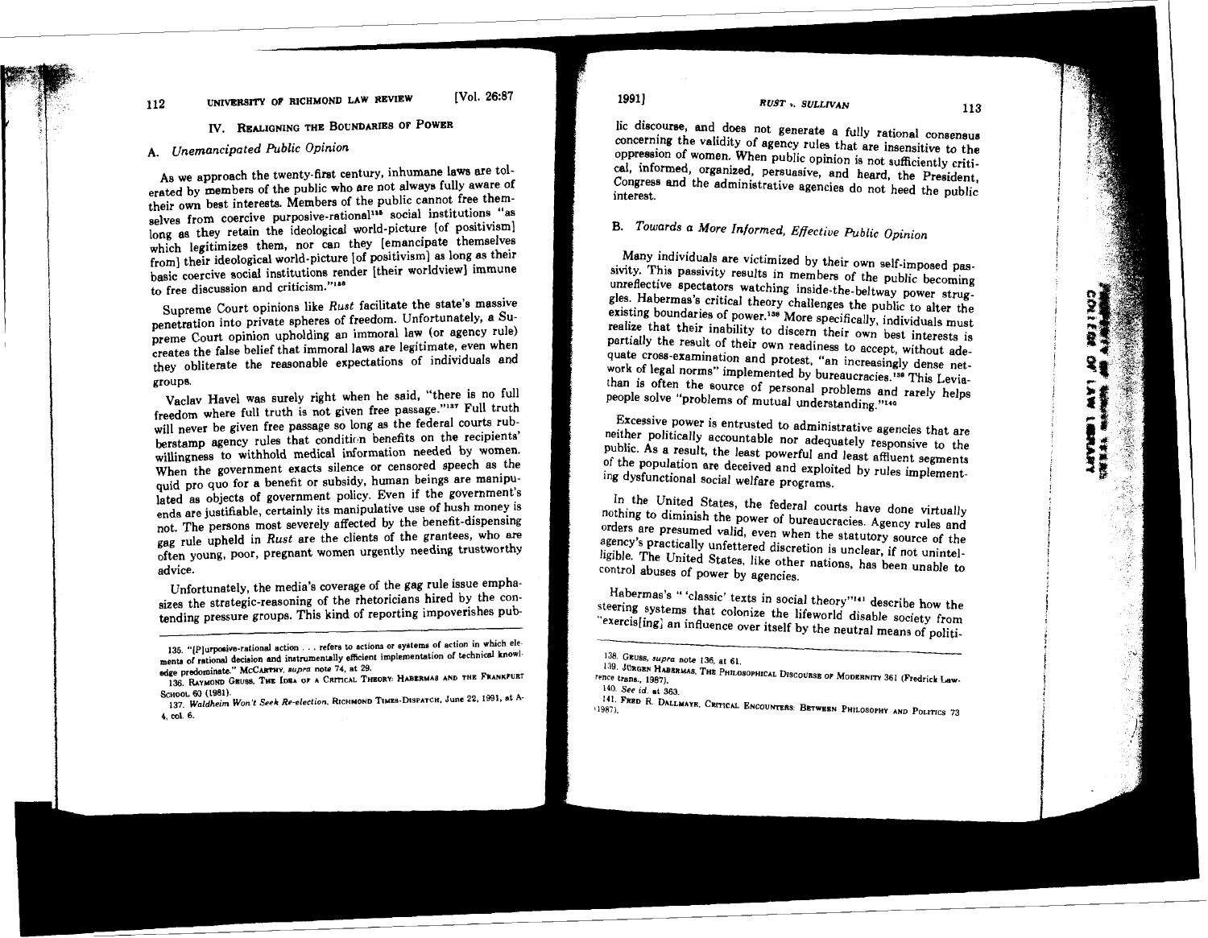## IV. Realigning the Boundaries of Power

### A. *Unemancipated Public Opinion*

As we approach the twenty-first century, inhumane laws are tolerated by members of the public who are not always fully aware of their own best interests. Members of the public cannot free themselves from coercive purposive-rational[135] social institutions "as long as they retain the ideological world-picture [of positivism] which legitimizes them, nor can they [emancipate themselves from] their ideological world-picture [of positivism] as long as their basic coercive social institutions render [their worldview] immune to free discussion and criticism."[136]

Supreme Court opinions like *Rust* facilitate the state's massive penetration into private spheres of freedom. Unfortunately, a Supreme Court opinion upholding an immoral law (or agency rule) creates the false belief that immoral laws are legitimate, even when they obliterate the reasonable expectations of individuals and groups.

Vaclav Havel was surely right when he said, "there is no full freedom where full truth is not given free passage."[137] Full truth will never be given free passage so long as the federal courts rubberstamp agency rules that condition benefits on the recipients' willingness to withhold medical information needed by women. When the government exacts silence or censored speech as the quid pro quo for a benefit or subsidy, human beings are manipulated as objects of government policy. Even if the government's ends are justifiable, certainly its manipulative use of hush money is not. The persons most severely affected by the benefit-dispensing gag rule upheld in *Rust* are the clients of the grantees, who are often young, poor, pregnant women urgently needing trustworthy advice.

Unfortunately, the media's coverage of the gag rule issue emphasizes the strategic-reasoning of the rhetoricians hired by the contending pressure groups. This kind of reporting impoverishes public discourse, and does not generate a fully rational consensus concerning the validity of agency rules that are insensitive to the oppression of women. When public opinion is not sufficiently critical, informed, organized, persuasive, and heard, the President, Congress and the administrative agencies do not heed the public interest.

### B. *Towards a More Informed, Effective Public Opinion*

Many individuals are victimized by their own self-imposed passivity. This passivity results in members of the public becoming unreflective spectators watching inside-the-beltway power struggles. Habermas's critical theory challenges the public to alter the existing boundaries of power.[138] More specifically, individuals must realize that their inability to discern their own best interests is partially the result of their own readiness to accept, without adequate cross-examination and protest, "an increasingly dense network of legal norms" implemented by bureaucracies.[139] This Leviathan is often the source of personal problems and rarely helps people solve "problems of mutual understanding."[140]

Excessive power is entrusted to administrative agencies that are neither politically accountable nor adequately responsive to the public. As a result, the least powerful and least affluent segments of the population are deceived and exploited by rules implementing dysfunctional social welfare programs.

In the United States, the federal courts have done virtually nothing to diminish the power of bureaucracies. Agency rules and orders are presumed valid, even when the statutory source of the agency's practically unfettered discretion is unclear, if not unintelligible. The United States, like other nations, has been unable to control abuses of power by agencies.

Habermas's " 'classic' texts in social theory"[141] describe how the steering systems that colonize the lifeworld disable society from "exercis[ing] an influence over itself by the neutral means of politi-

---

135. "[P]urposive-rational action . . . refers to actions or systems of action in which elements of rational decision and instrumentally efficient implementation of technical knowledge predominate." McCarthy, *supra* note 74, at 29.

136. Raymond Geuss, The Idea of a Critical Theory: Habermas and the Frankfurt School 60 (1981).

137. *Waldheim Won't Seek Re-election*, Richmond Times-Dispatch, June 22, 1991, at A-4, col. 6.

138. Geuss, *supra* note 136, at 61.

139. Jürgen Habermas, The Philosophical Discourse of Modernity 361 (Fredrick Lawrence trans., 1987).

140. *See id.* at 363.

141. Fred R. Dallmayr, Critical Encounters: Between Philosophy and Politics 73 (1987).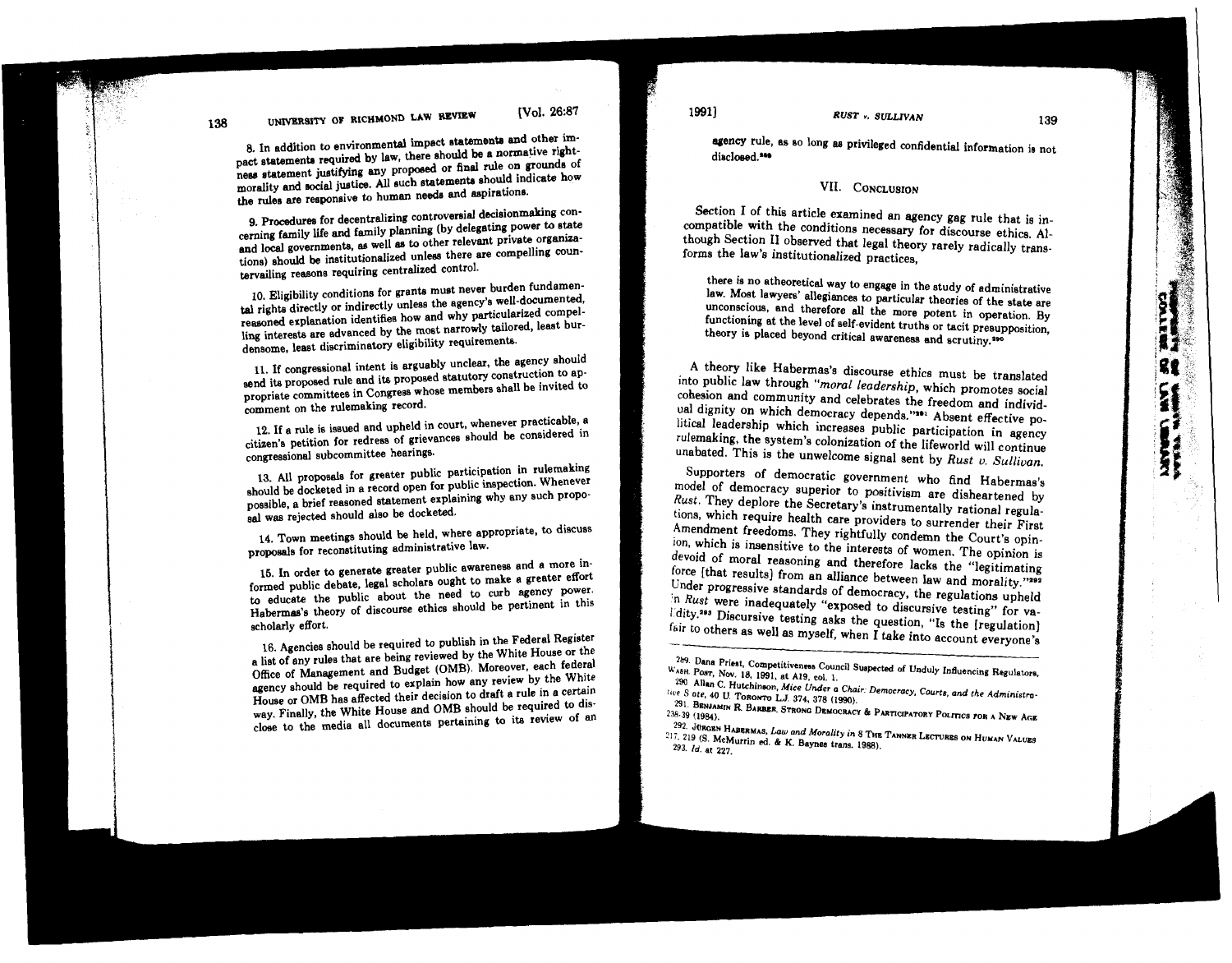8. In addition to environmental impact statements and other impact statements required by law, there should be a normative rightness statement justifying any proposed or final rule on grounds of morality and social justice. All such statements should indicate how the rules are responsive to human needs and aspirations.

9. Procedures for decentralizing controversial decisionmaking concerning family life and family planning (by delegating power to state and local governments, as well as to other relevant private organizations) should be institutionalized unless there are compelling countervailing reasons requiring centralized control.

10. Eligibility conditions for grants must never burden fundamental rights directly or indirectly unless the agency's well-documented, reasoned explanation identifies how and why particularized compelling interests are advanced by the most narrowly tailored, least burdensome, least discriminatory eligibility requirements.

11. If congressional intent is arguably unclear, the agency should send its proposed rule and its proposed statutory construction to appropriate committees in Congress whose members shall be invited to comment on the rulemaking record.

12. If a rule is issued and upheld in court, whenever practicable, a citizen's petition for redress of grievances should be considered in congressional subcommittee hearings.

13. All proposals for greater public participation in rulemaking should be docketed in a record open for public inspection. Whenever possible, a brief reasoned statement explaining why any such proposal was rejected should also be docketed.

14. Town meetings should be held, where appropriate, to discuss proposals for reconstituting administrative law.

15. In order to generate greater public awareness and a more informed public debate, legal scholars ought to make a greater effort to educate the public about the need to curb agency power. Habermas's theory of discourse ethics should be pertinent in this scholarly effort.

16. Agencies should be required to publish in the Federal Register a list of any rules that are being reviewed by the White House or the Office of Management and Budget (OMB). Moreover, each federal agency should be required to explain how any review by the White House or OMB has affected their decision to draft a rule in a certain way. Finally, the White House and OMB should be required to disclose to the media all documents pertaining to its review of an agency rule, as so long as privileged confidential information is not disclosed.[289]

## VII. Conclusion

Section I of this article examined an agency gag rule that is incompatible with the conditions necessary for discourse ethics. Although Section II observed that legal theory rarely radically transforms the law's institutionalized practices,

> there is no atheoretical way to engage in the study of administrative law. Most lawyers' allegiances to particular theories of the state are unconscious, and therefore all the more potent in operation. By functioning at the level of self-evident truths or tacit presupposition, theory is placed beyond critical awareness and scrutiny.[290]

A theory like Habermas's discourse ethics must be translated into public law through "*moral leadership*, which promotes social cohesion and community and celebrates the freedom and individual dignity on which democracy depends."[291] Absent effective political leadership which increases public participation in agency rulemaking, the system's colonization of the lifeworld will continue unabated. This is the unwelcome signal sent by *Rust v. Sullivan*.

Supporters of democratic government who find Habermas's model of democracy superior to positivism are disheartened by *Rust*. They deplore the Secretary's instrumentally rational regulations, which require health care providers to surrender their First Amendment freedoms. They rightfully condemn the Court's opinion, which is insensitive to the interests of women. The opinion is devoid of moral reasoning and therefore lacks the "legitimating force [that results] from an alliance between law and morality."[292] Under progressive standards of democracy, the regulations upheld in *Rust* were inadequately "exposed to discursive testing" for validity.[293] Discursive testing asks the question, "Is the [regulation] fair to others as well as myself, when I take into account everyone's

---

289. Dana Priest, Competitiveness Council Suspected of Unduly Influencing Regulators, WASH. POST, Nov. 18, 1991, at A19, col. 1.

290. Allan C. Hutchinson, *Mice Under a Chair: Democracy, Courts, and the Administrative State*, 40 U. TORONTO L.J. 374, 378 (1990).

291. BENJAMIN R. BARBER, STRONG DEMOCRACY & PARTICIPATORY POLITICS FOR A NEW AGE 238-39 (1984).

292. JÜRGEN HABERMAS, *Law and Morality in* 8 THE TANNER LECTURES ON HUMAN VALUES 217, 219 (S. McMurrin ed. & K. Baynes trans. 1988).

293. *Id.* at 227.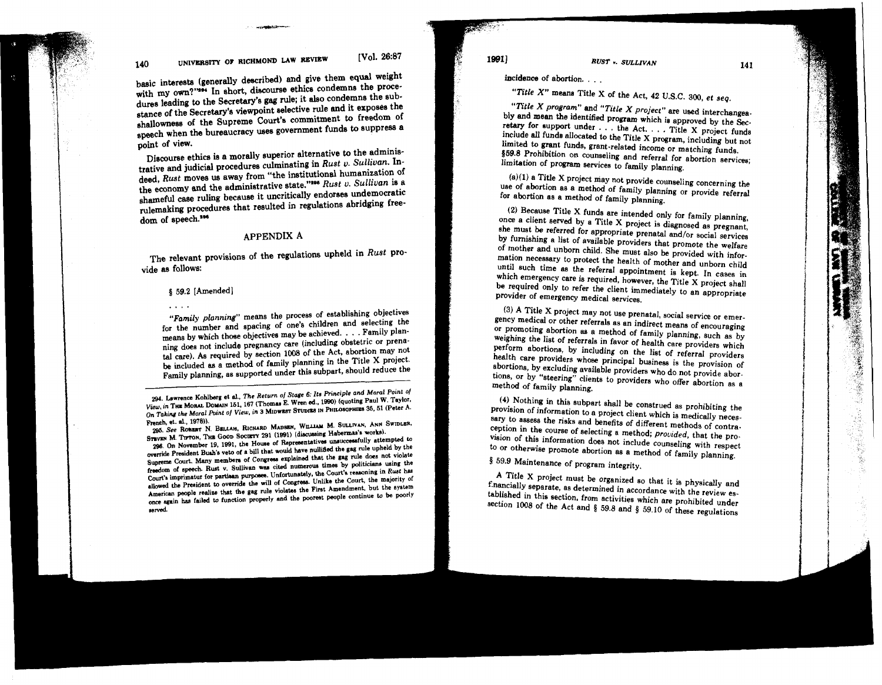basic interests (generally described) and give them equal weight with my own?"[294] In short, discourse ethics condemns the procedures leading to the Secretary's gag rule; it also condemns the substance of the Secretary's viewpoint selective rule and it exposes the shallowness of the Supreme Court's commitment to freedom of speech when the bureaucracy uses government funds to suppress a point of view.

Discourse ethics is a morally superior alternative to the administrative and judicial procedures culminating in *Rust v. Sullivan*. Indeed, *Rust* moves us away from "the institutional humanization of the economy and the administrative state."[295] *Rust v. Sullivan* is a shameful case ruling because it uncritically endorses undemocratic rulemaking procedures that resulted in regulations abridging freedom of speech.[296]

## APPENDIX A

The relevant provisions of the regulations upheld in *Rust* provide as follows:

§ 59.2 [Amended]

. . . .

*"Family planning"* means the process of establishing objectives for the number and spacing of one's children and selecting the means by which those objectives may be achieved. . . . Family planning does not include pregnancy care (including obstetric or prenatal care). As required by section 1008 of the Act, abortion may not be included as a method of family planning in the Title X project. Family planning, as supported under this subpart, should reduce the incidence of abortion. . . .

*"Title X"* means Title X of the Act, 42 U.S.C. 300, *et seq.*

*"Title X program"* and *"Title X project"* are used interchangeably and mean the identified program which is approved by the Secretary for support under . . . the Act. . . . Title X project funds include all funds allocated to the Title X program, including but not limited to grant funds, grant-related income or matching funds.

§59.8 Prohibition on counseling and referral for abortion services; limitation of program services to family planning.

(a)(1) a Title X project may not provide counseling concerning the use of abortion as a method of family planning or provide referral for abortion as a method of family planning.

(2) Because Title X funds are intended only for family planning, once a client served by a Title X project is diagnosed as pregnant, she must be referred for appropriate prenatal and/or social services by furnishing a list of available providers that promote the welfare of mother and unborn child. She must also be provided with information necessary to protect the health of mother and unborn child until such time as the referral appointment is kept. In cases in which emergency care is required, however, the Title X project shall be required only to refer the client immediately to an appropriate provider of emergency medical services.

(3) A Title X project may not use prenatal, social service or emergency medical or other referrals as an indirect means of encouraging or promoting abortion as a method of family planning, such as by weighing the list of referrals in favor of health care providers which perform abortions, by including on the list of referral providers health care providers whose principal business is the provision of abortions, by excluding available providers who do not provide abortions, or by "steering" clients to providers who offer abortion as a method of family planning.

(4) Nothing in this subpart shall be construed as prohibiting the provision of information to a project client which is medically necessary to assess the risks and benefits of different methods of contraception in the course of selecting a method; *provided*, that the provision of this information does not include counseling with respect to or otherwise promote abortion as a method of family planning.

§ 59.9 Maintenance of program integrity.

A Title X project must be organized so that it is physically and financially separate, as determined in accordance with the review established in this section, from activities which are prohibited under section 1008 of the Act and § 59.8 and § 59.10 of these regulations

---

294. Lawrence Kohlberg et al., *The Return of Stage 6: Its Principle and Moral Point of View*, *in* THE MORAL DOMAIN 151, 167 (Thomas E. Wren ed., 1990) (quoting Paul W. Taylor, *On Taking the Moral Point of View*, *in* 3 MIDWEST STUDIES IN PHILOSOPHIES 35, 51 (Peter A. French, et. al., 1978)).

295. *See* ROBERT N. BELLAH, RICHARD MADSEN, WILLIAM M. SULLIVAN, ANN SWIDLER, STEVEN M. TIPTON, THE GOOD SOCIETY 291 (1991) (discussing Habermas's works).

296. On November 19, 1991, the House of Representatives unsuccessfully attempted to override President Bush's veto of a bill that would have nullified the gag rule upheld by the Supreme Court. Many members of Congress explained that the gag rule does not violate freedom of speech. Rust v. Sullivan was cited numerous times by politicians using the Court's imprimatur for partisan purposes. Unfortunately, the Court's reasoning in *Rust* has allowed the President to override the will of Congress. Unlike the Court, the majority of American people realize that the gag rule violates the First Amendment, but the system once again has failed to function properly and the poorest people continue to be poorly served.